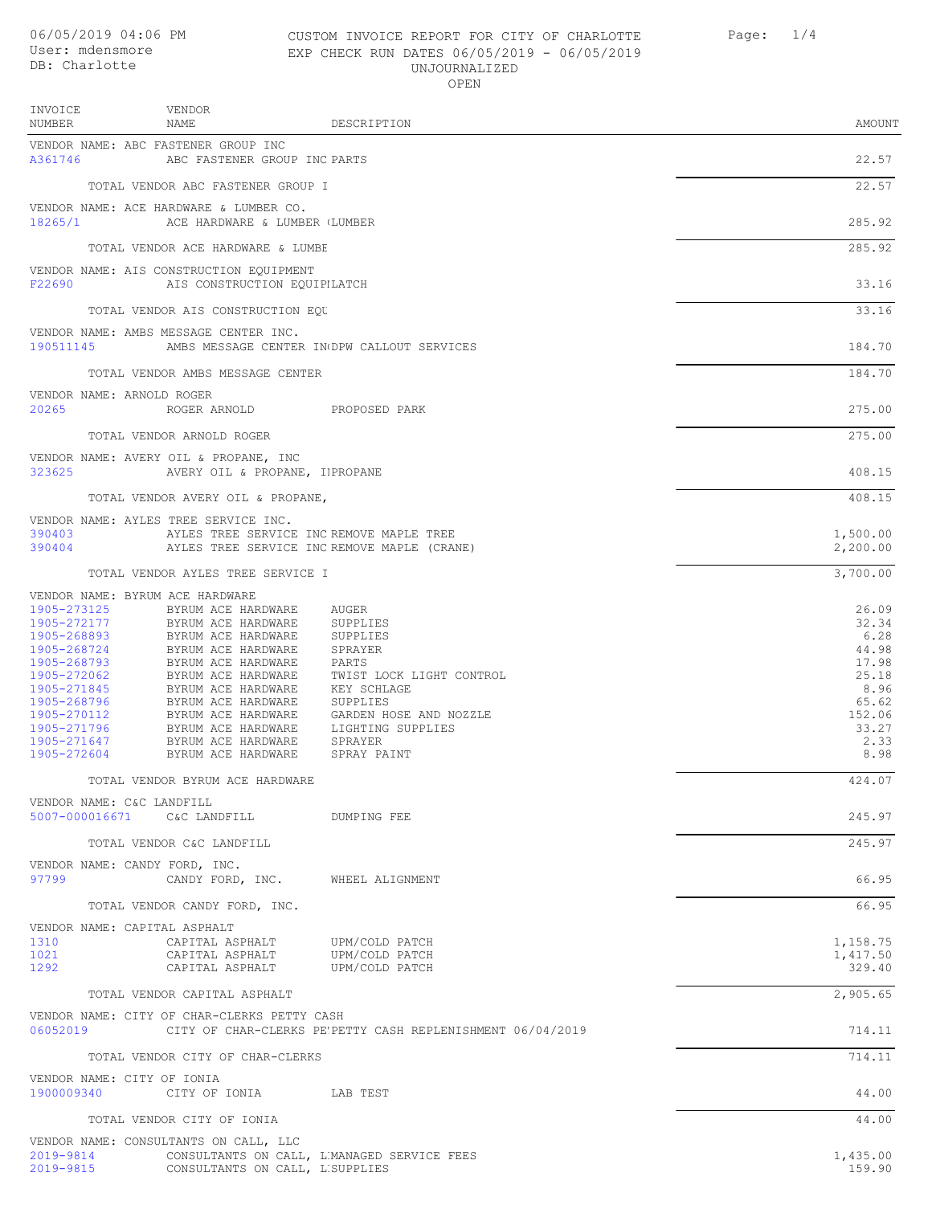06/05/2019 04:06 PM
User: mdensmore
DB: Charlotte

CUSTOM INVOICE REPORT FOR CITY OF CHARLOTTE
EXP CHECK RUN DATES 06/05/2019 - 06/05/2019
UNJOURNALIZED
OPEN

| INVOICE NUMBER | VENDOR NAME | DESCRIPTION | AMOUNT |
|---|---|---|---|
| VENDOR NAME: ABC FASTENER GROUP INC | | | |
| A361746 | ABC FASTENER GROUP INC | PARTS | 22.57 |
| | TOTAL VENDOR ABC FASTENER GROUP I | | 22.57 |
| VENDOR NAME: ACE HARDWARE & LUMBER CO. | | | |
| 18265/1 | ACE HARDWARE & LUMBER ( | LUMBER | 285.92 |
| | TOTAL VENDOR ACE HARDWARE & LUMBE | | 285.92 |
| VENDOR NAME: AIS CONSTRUCTION EQUIPMENT | | | |
| F22690 | AIS CONSTRUCTION EQUIPI | LATCH | 33.16 |
| | TOTAL VENDOR AIS CONSTRUCTION EQU | | 33.16 |
| VENDOR NAME: AMBS MESSAGE CENTER INC. | | | |
| 190511145 | AMBS MESSAGE CENTER IN( | DPW CALLOUT SERVICES | 184.70 |
| | TOTAL VENDOR AMBS MESSAGE CENTER | | 184.70 |
| VENDOR NAME: ARNOLD ROGER | | | |
| 20265 | ROGER ARNOLD | PROPOSED PARK | 275.00 |
| | TOTAL VENDOR ARNOLD ROGER | | 275.00 |
| VENDOR NAME: AVERY OIL & PROPANE, INC | | | |
| 323625 | AVERY OIL & PROPANE, I | PROPANE | 408.15 |
| | TOTAL VENDOR AVERY OIL & PROPANE, | | 408.15 |
| VENDOR NAME: AYLES TREE SERVICE INC. | | | |
| 390403 | AYLES TREE SERVICE INC | REMOVE MAPLE TREE | 1,500.00 |
| 390404 | AYLES TREE SERVICE INC | REMOVE MAPLE (CRANE) | 2,200.00 |
| | TOTAL VENDOR AYLES TREE SERVICE I | | 3,700.00 |
| VENDOR NAME: BYRUM ACE HARDWARE | | | |
| 1905-273125 | BYRUM ACE HARDWARE | AUGER | 26.09 |
| 1905-272177 | BYRUM ACE HARDWARE | SUPPLIES | 32.34 |
| 1905-268893 | BYRUM ACE HARDWARE | SUPPLIES | 6.28 |
| 1905-268724 | BYRUM ACE HARDWARE | SPRAYER | 44.98 |
| 1905-268793 | BYRUM ACE HARDWARE | PARTS | 17.98 |
| 1905-272062 | BYRUM ACE HARDWARE | TWIST LOCK LIGHT CONTROL | 25.18 |
| 1905-271845 | BYRUM ACE HARDWARE | KEY SCHLAGE | 8.96 |
| 1905-268796 | BYRUM ACE HARDWARE | SUPPLIES | 65.62 |
| 1905-270112 | BYRUM ACE HARDWARE | GARDEN HOSE AND NOZZLE | 152.06 |
| 1905-271796 | BYRUM ACE HARDWARE | LIGHTING SUPPLIES | 33.27 |
| 1905-271647 | BYRUM ACE HARDWARE | SPRAYER | 2.33 |
| 1905-272604 | BYRUM ACE HARDWARE | SPRAY PAINT | 8.98 |
| | TOTAL VENDOR BYRUM ACE HARDWARE | | 424.07 |
| VENDOR NAME: C&C LANDFILL | | | |
| 5007-000016671 | C&C LANDFILL | DUMPING FEE | 245.97 |
| | TOTAL VENDOR C&C LANDFILL | | 245.97 |
| VENDOR NAME: CANDY FORD, INC. | | | |
| 97799 | CANDY FORD, INC. | WHEEL ALIGNMENT | 66.95 |
| | TOTAL VENDOR CANDY FORD, INC. | | 66.95 |
| VENDOR NAME: CAPITAL ASPHALT | | | |
| 1310 | CAPITAL ASPHALT | UPM/COLD PATCH | 1,158.75 |
| 1021 | CAPITAL ASPHALT | UPM/COLD PATCH | 1,417.50 |
| 1292 | CAPITAL ASPHALT | UPM/COLD PATCH | 329.40 |
| | TOTAL VENDOR CAPITAL ASPHALT | | 2,905.65 |
| VENDOR NAME: CITY OF CHAR-CLERKS PETTY CASH | | | |
| 06052019 | CITY OF CHAR-CLERKS PE' | PETTY CASH REPLENISHMENT 06/04/2019 | 714.11 |
| | TOTAL VENDOR CITY OF CHAR-CLERKS | | 714.11 |
| VENDOR NAME: CITY OF IONIA | | | |
| 1900009340 | CITY OF IONIA | LAB TEST | 44.00 |
| | TOTAL VENDOR CITY OF IONIA | | 44.00 |
| VENDOR NAME: CONSULTANTS ON CALL, LLC | | | |
| 2019-9814 | CONSULTANTS ON CALL, L | MANAGED SERVICE FEES | 1,435.00 |
| 2019-9815 | CONSULTANTS ON CALL, L | SUPPLIES | 159.90 |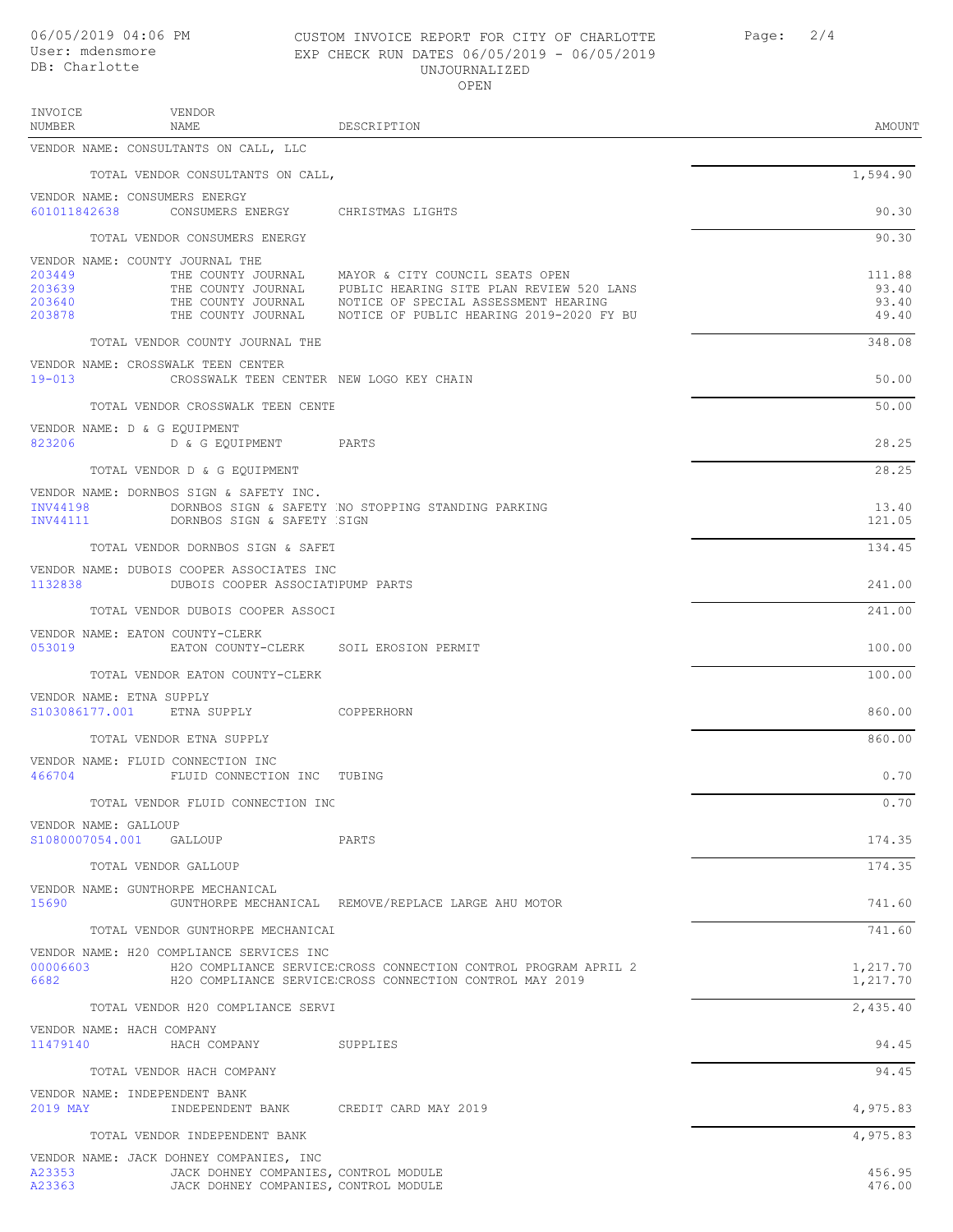06/05/2019 04:06 PM
User: mdensmore
DB: Charlotte

CUSTOM INVOICE REPORT FOR CITY OF CHARLOTTE
EXP CHECK RUN DATES 06/05/2019 - 06/05/2019
UNJOURNALIZED
OPEN

| INVOICE NUMBER | VENDOR NAME | DESCRIPTION | AMOUNT |
|---|---|---|---|
| VENDOR NAME: CONSULTANTS ON CALL, LLC | | | |
| | TOTAL VENDOR CONSULTANTS ON CALL, | | 1,594.90 |
| VENDOR NAME: CONSUMERS ENERGY | | | |
| 601011842638 | CONSUMERS ENERGY | CHRISTMAS LIGHTS | 90.30 |
| | TOTAL VENDOR CONSUMERS ENERGY | | 90.30 |
| VENDOR NAME: COUNTY JOURNAL THE | | | |
| 203449 | THE COUNTY JOURNAL | MAYOR & CITY COUNCIL SEATS OPEN | 111.88 |
| 203639 | THE COUNTY JOURNAL | PUBLIC HEARING SITE PLAN REVIEW 520 LANS | 93.40 |
| 203640 | THE COUNTY JOURNAL | NOTICE OF SPECIAL ASSESSMENT HEARING | 93.40 |
| 203878 | THE COUNTY JOURNAL | NOTICE OF PUBLIC HEARING 2019-2020 FY BU | 49.40 |
| | TOTAL VENDOR COUNTY JOURNAL THE | | 348.08 |
| VENDOR NAME: CROSSWALK TEEN CENTER | | | |
| 19-013 | CROSSWALK TEEN CENTER | NEW LOGO KEY CHAIN | 50.00 |
| | TOTAL VENDOR CROSSWALK TEEN CENTE | | 50.00 |
| VENDOR NAME: D & G EQUIPMENT | | | |
| 823206 | D & G EQUIPMENT | PARTS | 28.25 |
| | TOTAL VENDOR D & G EQUIPMENT | | 28.25 |
| VENDOR NAME: DORNBOS SIGN & SAFETY INC. | | | |
| INV44198 | DORNBOS SIGN & SAFETY | NO STOPPING STANDING PARKING | 13.40 |
| INV44111 | DORNBOS SIGN & SAFETY | SIGN | 121.05 |
| | TOTAL VENDOR DORNBOS SIGN & SAFET | | 134.45 |
| VENDOR NAME: DUBOIS COOPER ASSOCIATES INC | | | |
| 1132838 | DUBOIS COOPER ASSOCIAT | PUMP PARTS | 241.00 |
| | TOTAL VENDOR DUBOIS COOPER ASSOCI | | 241.00 |
| VENDOR NAME: EATON COUNTY-CLERK | | | |
| 053019 | EATON COUNTY-CLERK | SOIL EROSION PERMIT | 100.00 |
| | TOTAL VENDOR EATON COUNTY-CLERK | | 100.00 |
| VENDOR NAME: ETNA SUPPLY | | | |
| S103086177.001 | ETNA SUPPLY | COPPERHORN | 860.00 |
| | TOTAL VENDOR ETNA SUPPLY | | 860.00 |
| VENDOR NAME: FLUID CONNECTION INC | | | |
| 466704 | FLUID CONNECTION INC | TUBING | 0.70 |
| | TOTAL VENDOR FLUID CONNECTION INC | | 0.70 |
| VENDOR NAME: GALLOUP | | | |
| S1080007054.001 | GALLOUP | PARTS | 174.35 |
| | TOTAL VENDOR GALLOUP | | 174.35 |
| VENDOR NAME: GUNTHORPE MECHANICAL | | | |
| 15690 | GUNTHORPE MECHANICAL | REMOVE/REPLACE LARGE AHU MOTOR | 741.60 |
| | TOTAL VENDOR GUNTHORPE MECHANICAL | | 741.60 |
| VENDOR NAME: H20 COMPLIANCE SERVICES INC | | | |
| 00006603 | H20 COMPLIANCE SERVICE | CROSS CONNECTION CONTROL PROGRAM APRIL 2 | 1,217.70 |
| 6682 | H20 COMPLIANCE SERVICE | CROSS CONNECTION CONTROL MAY 2019 | 1,217.70 |
| | TOTAL VENDOR H20 COMPLIANCE SERVI | | 2,435.40 |
| VENDOR NAME: HACH COMPANY | | | |
| 11479140 | HACH COMPANY | SUPPLIES | 94.45 |
| | TOTAL VENDOR HACH COMPANY | | 94.45 |
| VENDOR NAME: INDEPENDENT BANK | | | |
| 2019 MAY | INDEPENDENT BANK | CREDIT CARD MAY 2019 | 4,975.83 |
| | TOTAL VENDOR INDEPENDENT BANK | | 4,975.83 |
| VENDOR NAME: JACK DOHNEY COMPANIES, INC | | | |
| A23353 | JACK DOHNEY COMPANIES, | CONTROL MODULE | 456.95 |
| A23363 | JACK DOHNEY COMPANIES, | CONTROL MODULE | 476.00 |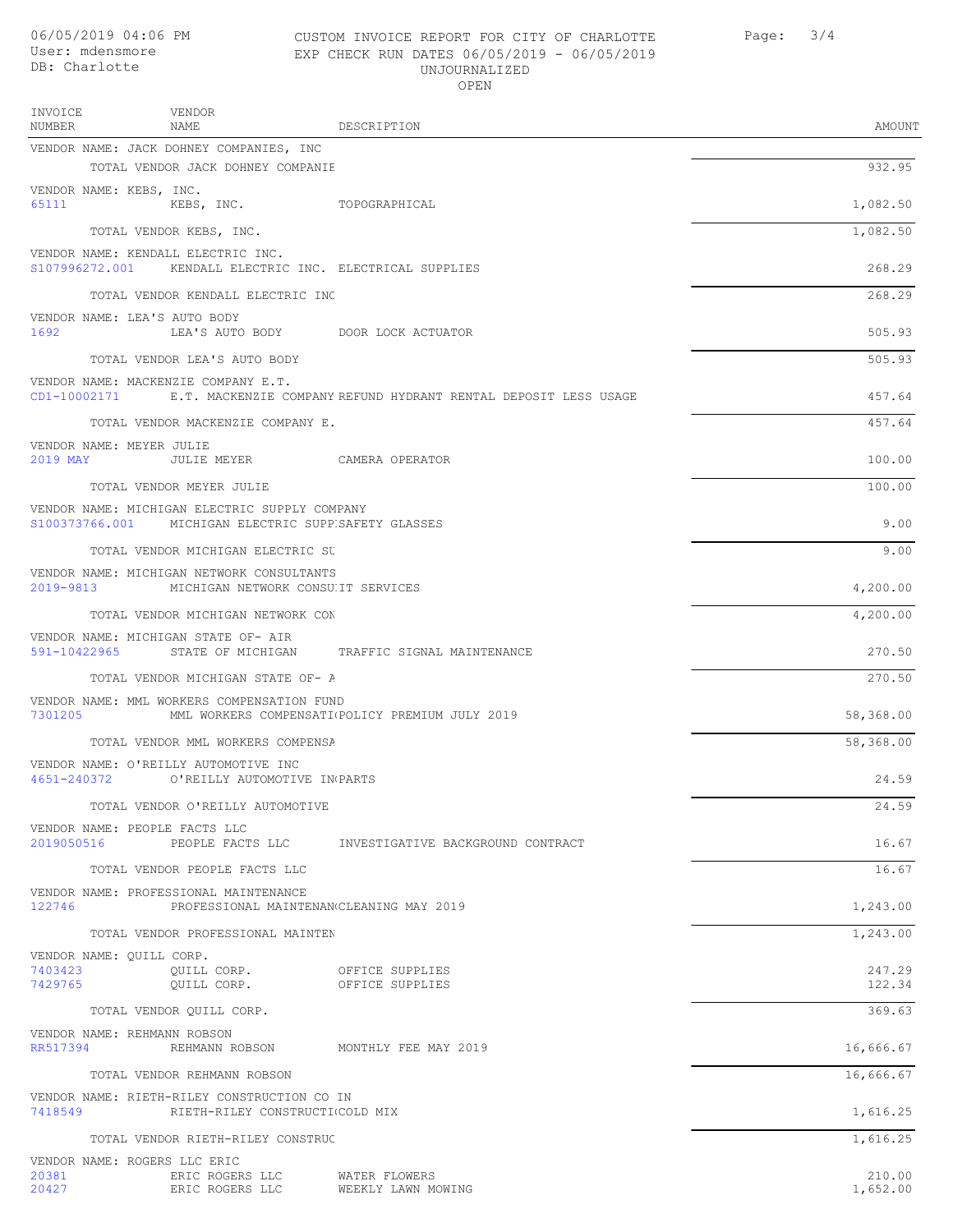CUSTOM INVOICE REPORT FOR CITY OF CHARLOTTE
EXP CHECK RUN DATES 06/05/2019 - 06/05/2019
UNJOURNALIZED
OPEN

06/05/2019 04:06 PM
User: mdensmore
DB: Charlotte

| INVOICE NUMBER | VENDOR NAME | DESCRIPTION | AMOUNT |
|---|---|---|---|
| VENDOR NAME: JACK DOHNEY COMPANIES, INC | | | |
| | TOTAL VENDOR JACK DOHNEY COMPANIE | | 932.95 |
| VENDOR NAME: KEBS, INC. | | | |
| 65111 | KEBS, INC. | TOPOGRAPHICAL | 1,082.50 |
| | TOTAL VENDOR KEBS, INC. | | 1,082.50 |
| VENDOR NAME: KENDALL ELECTRIC INC. | | | |
| S107996272.001 | KENDALL ELECTRIC INC. | ELECTRICAL SUPPLIES | 268.29 |
| | TOTAL VENDOR KENDALL ELECTRIC INC | | 268.29 |
| VENDOR NAME: LEA'S AUTO BODY | | | |
| 1692 | LEA'S AUTO BODY | DOOR LOCK ACTUATOR | 505.93 |
| | TOTAL VENDOR LEA'S AUTO BODY | | 505.93 |
| VENDOR NAME: MACKENZIE COMPANY E.T. | | | |
| CD1-10002171 | E.T. MACKENZIE COMPANY | REFUND HYDRANT RENTAL DEPOSIT LESS USAGE | 457.64 |
| | TOTAL VENDOR MACKENZIE COMPANY E. | | 457.64 |
| VENDOR NAME: MEYER JULIE | | | |
| 2019 MAY | JULIE MEYER | CAMERA OPERATOR | 100.00 |
| | TOTAL VENDOR MEYER JULIE | | 100.00 |
| VENDOR NAME: MICHIGAN ELECTRIC SUPPLY COMPANY | | | |
| S100373766.001 | MICHIGAN ELECTRIC SUPP | SAFETY GLASSES | 9.00 |
| | TOTAL VENDOR MICHIGAN ELECTRIC SU | | 9.00 |
| VENDOR NAME: MICHIGAN NETWORK CONSULTANTS | | | |
| 2019-9813 | MICHIGAN NETWORK CONSU | IT SERVICES | 4,200.00 |
| | TOTAL VENDOR MICHIGAN NETWORK CON | | 4,200.00 |
| VENDOR NAME: MICHIGAN STATE OF- AIR | | | |
| 591-10422965 | STATE OF MICHIGAN | TRAFFIC SIGNAL MAINTENANCE | 270.50 |
| | TOTAL VENDOR MICHIGAN STATE OF- A | | 270.50 |
| VENDOR NAME: MML WORKERS COMPENSATION FUND | | | |
| 7301205 | MML WORKERS COMPENSATI | POLICY PREMIUM JULY 2019 | 58,368.00 |
| | TOTAL VENDOR MML WORKERS COMPENSA | | 58,368.00 |
| VENDOR NAME: O'REILLY AUTOMOTIVE INC | | | |
| 4651-240372 | O'REILLY AUTOMOTIVE IN | PARTS | 24.59 |
| | TOTAL VENDOR O'REILLY AUTOMOTIVE | | 24.59 |
| VENDOR NAME: PEOPLE FACTS LLC | | | |
| 2019050516 | PEOPLE FACTS LLC | INVESTIGATIVE BACKGROUND CONTRACT | 16.67 |
| | TOTAL VENDOR PEOPLE FACTS LLC | | 16.67 |
| VENDOR NAME: PROFESSIONAL MAINTENANCE | | | |
| 122746 | PROFESSIONAL MAINTENAN | CLEANING MAY 2019 | 1,243.00 |
| | TOTAL VENDOR PROFESSIONAL MAINTEN | | 1,243.00 |
| VENDOR NAME: QUILL CORP. | | | |
| 7403423 | QUILL CORP. | OFFICE SUPPLIES | 247.29 |
| 7429765 | QUILL CORP. | OFFICE SUPPLIES | 122.34 |
| | TOTAL VENDOR QUILL CORP. | | 369.63 |
| VENDOR NAME: REHMANN ROBSON | | | |
| RR517394 | REHMANN ROBSON | MONTHLY FEE MAY 2019 | 16,666.67 |
| | TOTAL VENDOR REHMANN ROBSON | | 16,666.67 |
| VENDOR NAME: RIETH-RILEY CONSTRUCTION CO IN | | | |
| 7418549 | RIETH-RILEY CONSTRUCTI | COLD MIX | 1,616.25 |
| | TOTAL VENDOR RIETH-RILEY CONSTRUC | | 1,616.25 |
| VENDOR NAME: ROGERS LLC ERIC | | | |
| 20381 | ERIC ROGERS LLC | WATER FLOWERS | 210.00 |
| 20427 | ERIC ROGERS LLC | WEEKLY LAWN MOWING | 1,652.00 |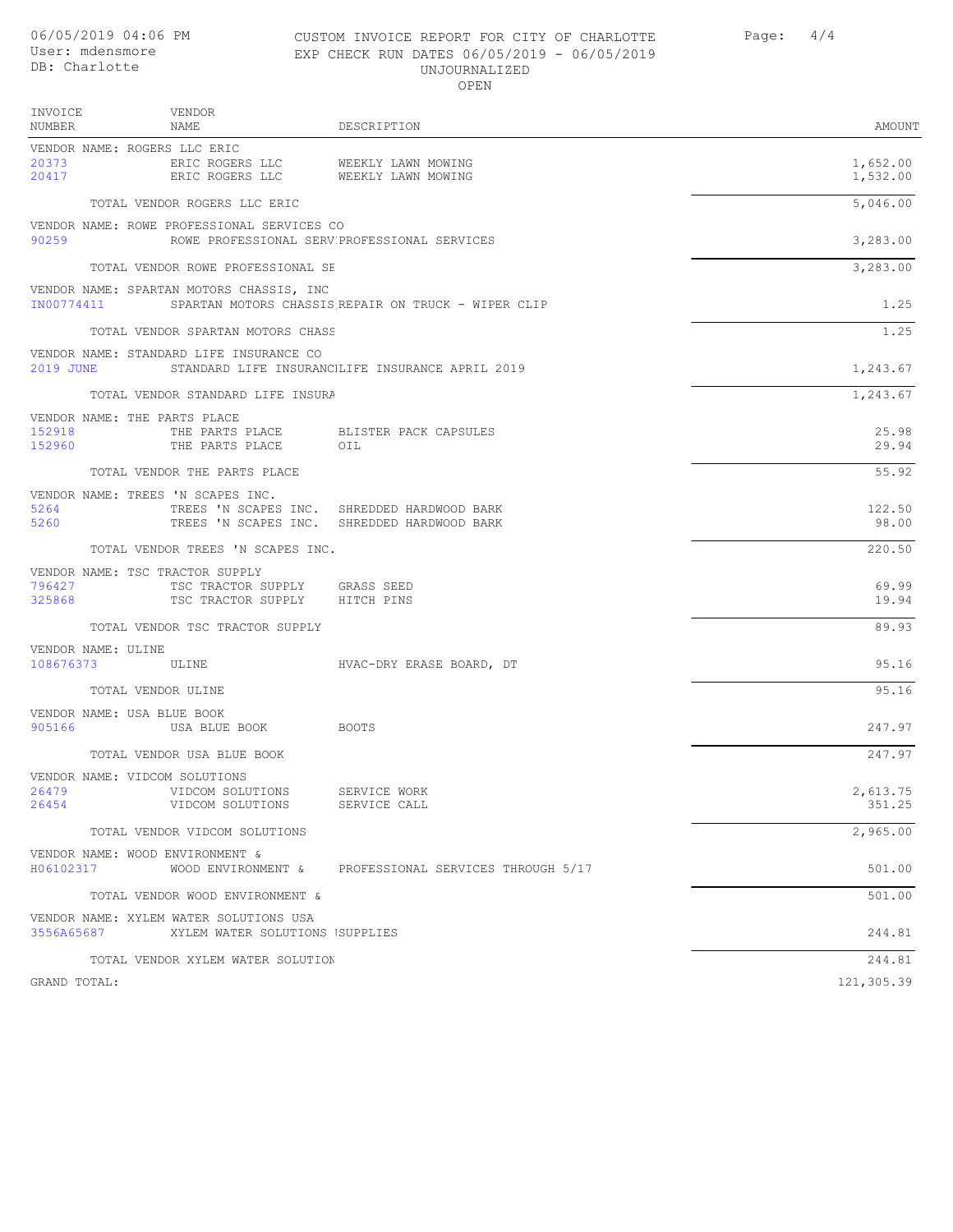06/05/2019 04:06 PM
User: mdensmore
DB: Charlotte

CUSTOM INVOICE REPORT FOR CITY OF CHARLOTTE
EXP CHECK RUN DATES 06/05/2019 - 06/05/2019
UNJOURNALIZED
OPEN

| INVOICE NUMBER | VENDOR NAME | DESCRIPTION | AMOUNT |
|---|---|---|---|
| VENDOR NAME: ROGERS LLC ERIC | | | |
| 20373 | ERIC ROGERS LLC | WEEKLY LAWN MOWING | 1,652.00 |
| 20417 | ERIC ROGERS LLC | WEEKLY LAWN MOWING | 1,532.00 |
| | TOTAL VENDOR ROGERS LLC ERIC | | 5,046.00 |
| VENDOR NAME: ROWE PROFESSIONAL SERVICES CO | | | |
| 90259 | ROWE PROFESSIONAL SERV | PROFESSIONAL SERVICES | 3,283.00 |
| | TOTAL VENDOR ROWE PROFESSIONAL SE | | 3,283.00 |
| VENDOR NAME: SPARTAN MOTORS CHASSIS, INC | | | |
| IN00774411 | SPARTAN MOTORS CHASSIS | REPAIR ON TRUCK - WIPER CLIP | 1.25 |
| | TOTAL VENDOR SPARTAN MOTORS CHASS | | 1.25 |
| VENDOR NAME: STANDARD LIFE INSURANCE CO | | | |
| 2019 JUNE | STANDARD LIFE INSURANC | LIFE INSURANCE APRIL 2019 | 1,243.67 |
| | TOTAL VENDOR STANDARD LIFE INSURA | | 1,243.67 |
| VENDOR NAME: THE PARTS PLACE | | | |
| 152918 | THE PARTS PLACE | BLISTER PACK CAPSULES | 25.98 |
| 152960 | THE PARTS PLACE | OIL | 29.94 |
| | TOTAL VENDOR THE PARTS PLACE | | 55.92 |
| VENDOR NAME: TREES 'N SCAPES INC. | | | |
| 5264 | TREES 'N SCAPES INC. | SHREDDED HARDWOOD BARK | 122.50 |
| 5260 | TREES 'N SCAPES INC. | SHREDDED HARDWOOD BARK | 98.00 |
| | TOTAL VENDOR TREES 'N SCAPES INC. | | 220.50 |
| VENDOR NAME: TSC TRACTOR SUPPLY | | | |
| 796427 | TSC TRACTOR SUPPLY | GRASS SEED | 69.99 |
| 325868 | TSC TRACTOR SUPPLY | HITCH PINS | 19.94 |
| | TOTAL VENDOR TSC TRACTOR SUPPLY | | 89.93 |
| VENDOR NAME: ULINE | | | |
| 108676373 | ULINE | HVAC-DRY ERASE BOARD, DT | 95.16 |
| | TOTAL VENDOR ULINE | | 95.16 |
| VENDOR NAME: USA BLUE BOOK | | | |
| 905166 | USA BLUE BOOK | BOOTS | 247.97 |
| | TOTAL VENDOR USA BLUE BOOK | | 247.97 |
| VENDOR NAME: VIDCOM SOLUTIONS | | | |
| 26479 | VIDCOM SOLUTIONS | SERVICE WORK | 2,613.75 |
| 26454 | VIDCOM SOLUTIONS | SERVICE CALL | 351.25 |
| | TOTAL VENDOR VIDCOM SOLUTIONS | | 2,965.00 |
| VENDOR NAME: WOOD ENVIRONMENT & | | | |
| H06102317 | WOOD ENVIRONMENT & | PROFESSIONAL SERVICES THROUGH 5/17 | 501.00 |
| | TOTAL VENDOR WOOD ENVIRONMENT & | | 501.00 |
| VENDOR NAME: XYLEM WATER SOLUTIONS USA | | | |
| 3556A65687 | XYLEM WATER SOLUTIONS | SUPPLIES | 244.81 |
| | TOTAL VENDOR XYLEM WATER SOLUTION | | 244.81 |
| GRAND TOTAL: | | | 121,305.39 |